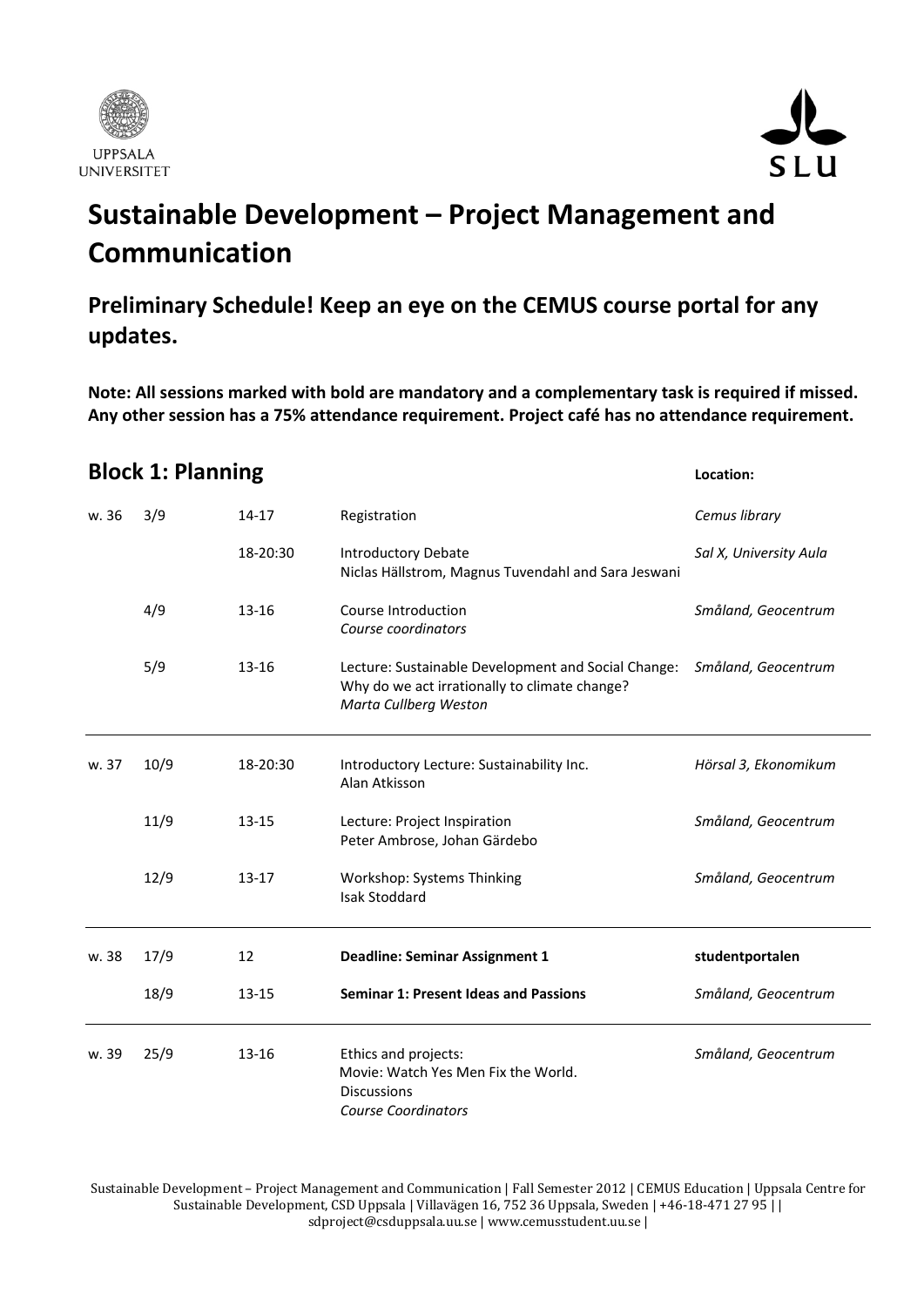UPPSALA UNIVERSITET

SLU

# Sustainable Development – Project Management and Communication

## Preliminary Schedule! Keep an eye on the CEMUS course portal for any updates.

**Note: All sessions marked with bold are mandatory and a complementary task is required if missed. Any other session has a 75% attendance requirement. Project café has no attendance requirement.**

## Block 1: Planning

| | | | | Location: |
|---|---|---|---|---|
| w. 36 | 3/9 | 14-17 | Registration | *Cemus library* |
| | | 18-20:30 | Introductory Debate<br>Niclas Hällstrom, Magnus Tuvendahl and Sara Jeswani | *Sal X, University Aula* |
| | 4/9 | 13-16 | Course Introduction<br>*Course coordinators* | *Småland, Geocentrum* |
| | 5/9 | 13-16 | Lecture: Sustainable Development and Social Change: Why do we act irrationally to climate change?<br>*Marta Cullberg Weston* | *Småland, Geocentrum* |
| w. 37 | 10/9 | 18-20:30 | Introductory Lecture: Sustainability Inc.<br>Alan Atkisson | *Hörsal 3, Ekonomikum* |
| | 11/9 | 13-15 | Lecture: Project Inspiration<br>Peter Ambrose, Johan Gärdebo | *Småland, Geocentrum* |
| | 12/9 | 13-17 | Workshop: Systems Thinking<br>Isak Stoddard | *Småland, Geocentrum* |
| w. 38 | 17/9 | 12 | **Deadline: Seminar Assignment 1** | **studentportalen** |
| | 18/9 | 13-15 | **Seminar 1: Present Ideas and Passions** | *Småland, Geocentrum* |
| w. 39 | 25/9 | 13-16 | Ethics and projects:<br>Movie: Watch Yes Men Fix the World.<br>Discussions<br>*Course Coordinators* | *Småland, Geocentrum* |

Sustainable Development – Project Management and Communication | Fall Semester 2012 | CEMUS Education | Uppsala Centre for Sustainable Development, CSD Uppsala | Villavägen 16, 752 36 Uppsala, Sweden | +46-18-471 27 95 | | sdproject@csduppsala.uu.se | www.cemusstudent.uu.se |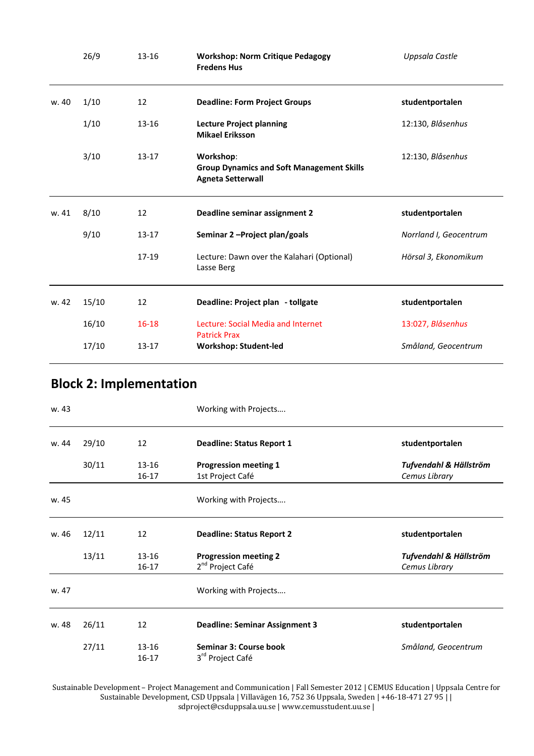| | | | | |
|---|---|---|---|---|
| | 26/9 | 13-16 | **Workshop: Norm Critique Pedagogy**<br>**Fredens Hus** | *Uppsala Castle* |
| w. 40 | 1/10 | 12 | **Deadline: Form Project Groups** | **studentportalen** |
| | 1/10 | 13-16 | **Lecture Project planning**<br>**Mikael Eriksson** | 12:130, *Blåsenhus* |
| | 3/10 | 13-17 | **Workshop**:<br>**Group Dynamics and Soft Management Skills**<br>**Agneta Setterwall** | 12:130, *Blåsenhus* |
| w. 41 | 8/10 | 12 | **Deadline seminar assignment 2** | **studentportalen** |
| | 9/10 | 13-17 | **Seminar 2 –Project plan/goals** | *Norrland I, Geocentrum* |
| | | 17-19 | Lecture: Dawn over the Kalahari (Optional)<br>Lasse Berg | *Hörsal 3, Ekonomikum* |
| w. 42 | 15/10 | 12 | **Deadline: Project plan - tollgate** | **studentportalen** |
| | 16/10 | 16-18 | Lecture: Social Media and Internet<br>Patrick Prax | 13:027, *Blåsenhus* |
| | 17/10 | 13-17 | **Workshop: Student-led** | *Småland, Geocentrum* |

## Block 2: Implementation

| | | | | |
|---|---|---|---|---|
| w. 43 | | | Working with Projects…. | |
| w. 44 | 29/10 | 12 | **Deadline: Status Report 1** | **studentportalen** |
| | 30/11 | 13-16<br>16-17 | **Progression meeting 1**<br>1st Project Café | ***Tufvendahl & Hällström***<br>*Cemus Library* |
| w. 45 | | | Working with Projects…. | |
| w. 46 | 12/11 | 12 | **Deadline: Status Report 2** | **studentportalen** |
| | 13/11 | 13-16<br>16-17 | **Progression meeting 2**<br>2nd Project Café | ***Tufvendahl & Hällström***<br>*Cemus Library* |
| w. 47 | | | Working with Projects…. | |
| w. 48 | 26/11 | 12 | **Deadline: Seminar Assignment 3** | **studentportalen** |
| | 27/11 | 13-16<br>16-17 | **Seminar 3: Course book**<br>3rd Project Café | *Småland, Geocentrum* |

Sustainable Development – Project Management and Communication | Fall Semester 2012 | CEMUS Education | Uppsala Centre for Sustainable Development, CSD Uppsala | Villavägen 16, 752 36 Uppsala, Sweden | +46-18-471 27 95 | | sdproject@csduppsala.uu.se | www.cemusstudent.uu.se |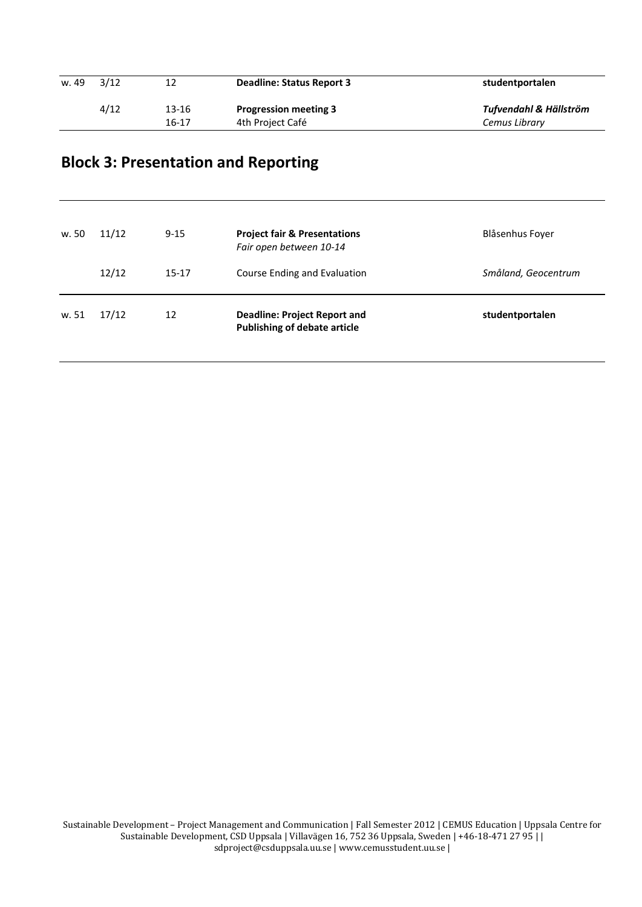| | | | | |
|---|---|---|---|---|
| w. 49 | 3/12 | 12 | **Deadline: Status Report 3** | **studentportalen** |
| | 4/12 | 13-16 | **Progression meeting 3** | ***Tufvendahl & Hällström*** |
| | | 16-17 | 4th Project Café | *Cemus Library* |

## Block 3: Presentation and Reporting

| | | | | |
|---|---|---|---|---|
| w. 50 | 11/12 | 9-15 | **Project fair & Presentations** *Fair open between 10-14* | Blåsenhus Foyer |
| | 12/12 | 15-17 | Course Ending and Evaluation | *Småland, Geocentrum* |
| w. 51 | 17/12 | 12 | **Deadline: Project Report and Publishing of debate article** | **studentportalen** |

Sustainable Development – Project Management and Communication | Fall Semester 2012 | CEMUS Education | Uppsala Centre for Sustainable Development, CSD Uppsala | Villavägen 16, 752 36 Uppsala, Sweden | +46-18-471 27 95 | | sdproject@csduppsala.uu.se | www.cemusstudent.uu.se |